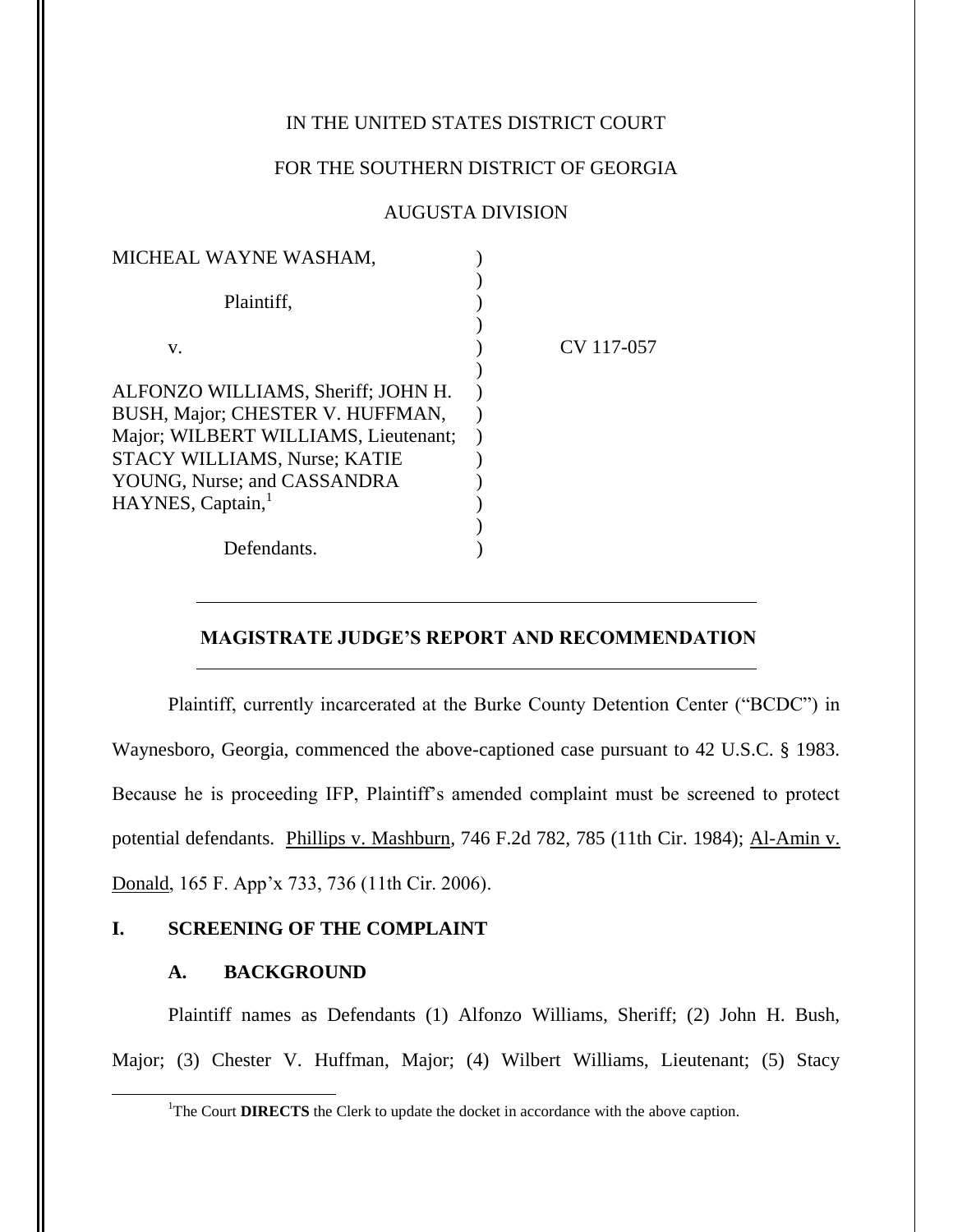IN THE UNITED STATES DISTRICT COURT

FOR THE SOUTHERN DISTRICT OF GEORGIA

AUGUSTA DIVISION

| | | |
|---|---|---|
| MICHEAL WAYNE WASHAM, | ) | |
| Plaintiff, | ) | |
| v. | ) | CV 117-057 |
| ALFONZO WILLIAMS, Sheriff; JOHN H. BUSH, Major; CHESTER V. HUFFMAN, Major; WILBERT WILLIAMS, Lieutenant; STACY WILLIAMS, Nurse; KATIE YOUNG, Nurse; and CASSANDRA HAYNES, Captain,[1] | ) | |
| Defendants. | ) | |

## MAGISTRATE JUDGE'S REPORT AND RECOMMENDATION

Plaintiff, currently incarcerated at the Burke County Detention Center ("BCDC") in Waynesboro, Georgia, commenced the above-captioned case pursuant to 42 U.S.C. § 1983. Because he is proceeding IFP, Plaintiff's amended complaint must be screened to protect potential defendants. Phillips v. Mashburn, 746 F.2d 782, 785 (11th Cir. 1984); Al-Amin v. Donald, 165 F. App'x 733, 736 (11th Cir. 2006).

### I. SCREENING OF THE COMPLAINT

#### A. BACKGROUND

Plaintiff names as Defendants (1) Alfonzo Williams, Sheriff; (2) John H. Bush, Major; (3) Chester V. Huffman, Major; (4) Wilbert Williams, Lieutenant; (5) Stacy

[1] The Court **DIRECTS** the Clerk to update the docket in accordance with the above caption.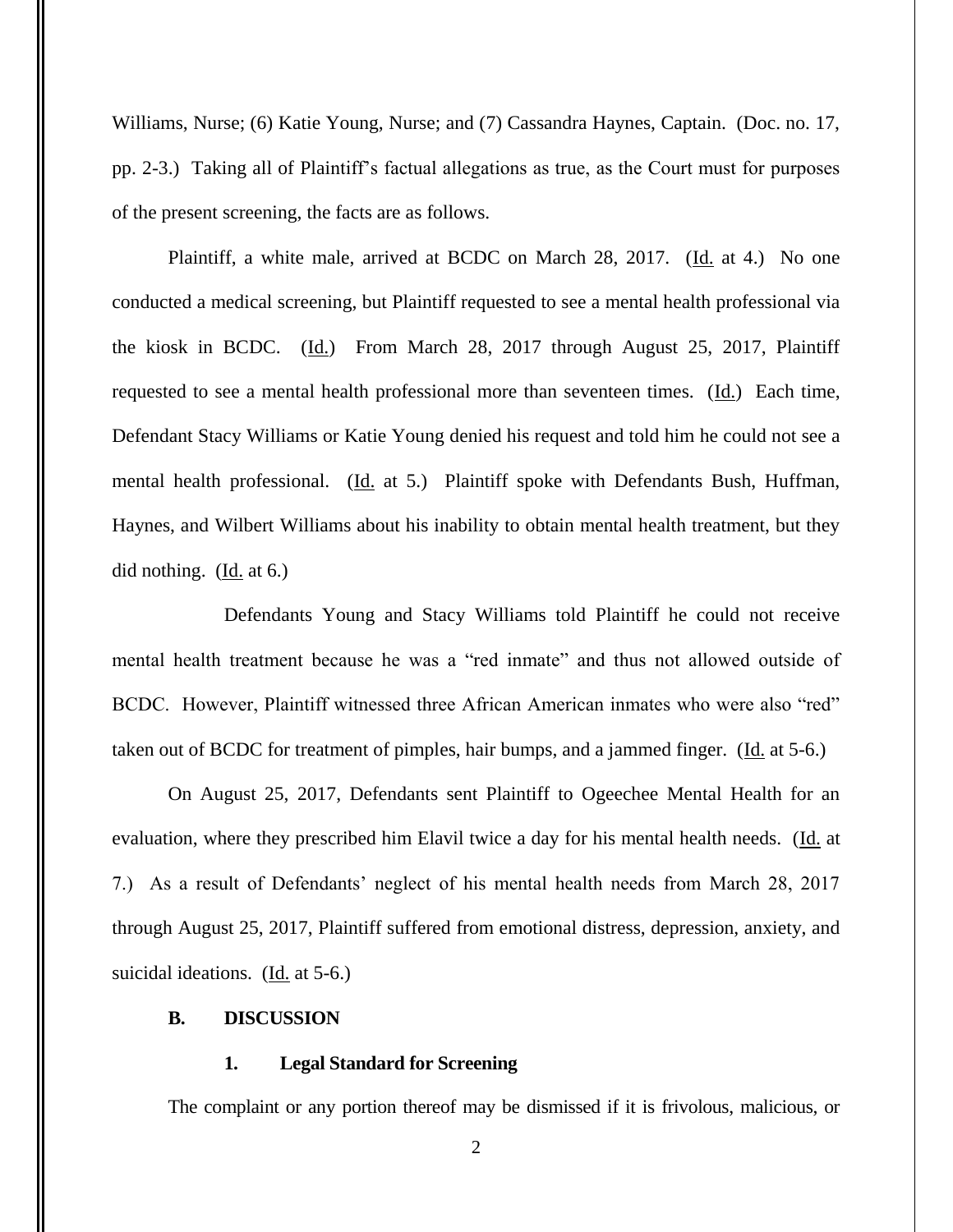Williams, Nurse; (6) Katie Young, Nurse; and (7) Cassandra Haynes, Captain. (Doc. no. 17, pp. 2-3.) Taking all of Plaintiff's factual allegations as true, as the Court must for purposes of the present screening, the facts are as follows.

Plaintiff, a white male, arrived at BCDC on March 28, 2017. (Id. at 4.) No one conducted a medical screening, but Plaintiff requested to see a mental health professional via the kiosk in BCDC. (Id.) From March 28, 2017 through August 25, 2017, Plaintiff requested to see a mental health professional more than seventeen times. (Id.) Each time, Defendant Stacy Williams or Katie Young denied his request and told him he could not see a mental health professional. (Id. at 5.) Plaintiff spoke with Defendants Bush, Huffman, Haynes, and Wilbert Williams about his inability to obtain mental health treatment, but they did nothing. (Id. at 6.)

Defendants Young and Stacy Williams told Plaintiff he could not receive mental health treatment because he was a "red inmate" and thus not allowed outside of BCDC. However, Plaintiff witnessed three African American inmates who were also "red" taken out of BCDC for treatment of pimples, hair bumps, and a jammed finger. (Id. at 5-6.)

On August 25, 2017, Defendants sent Plaintiff to Ogeechee Mental Health for an evaluation, where they prescribed him Elavil twice a day for his mental health needs. (Id. at 7.) As a result of Defendants' neglect of his mental health needs from March 28, 2017 through August 25, 2017, Plaintiff suffered from emotional distress, depression, anxiety, and suicidal ideations. (Id. at 5-6.)

### B. DISCUSSION

#### 1. Legal Standard for Screening

The complaint or any portion thereof may be dismissed if it is frivolous, malicious, or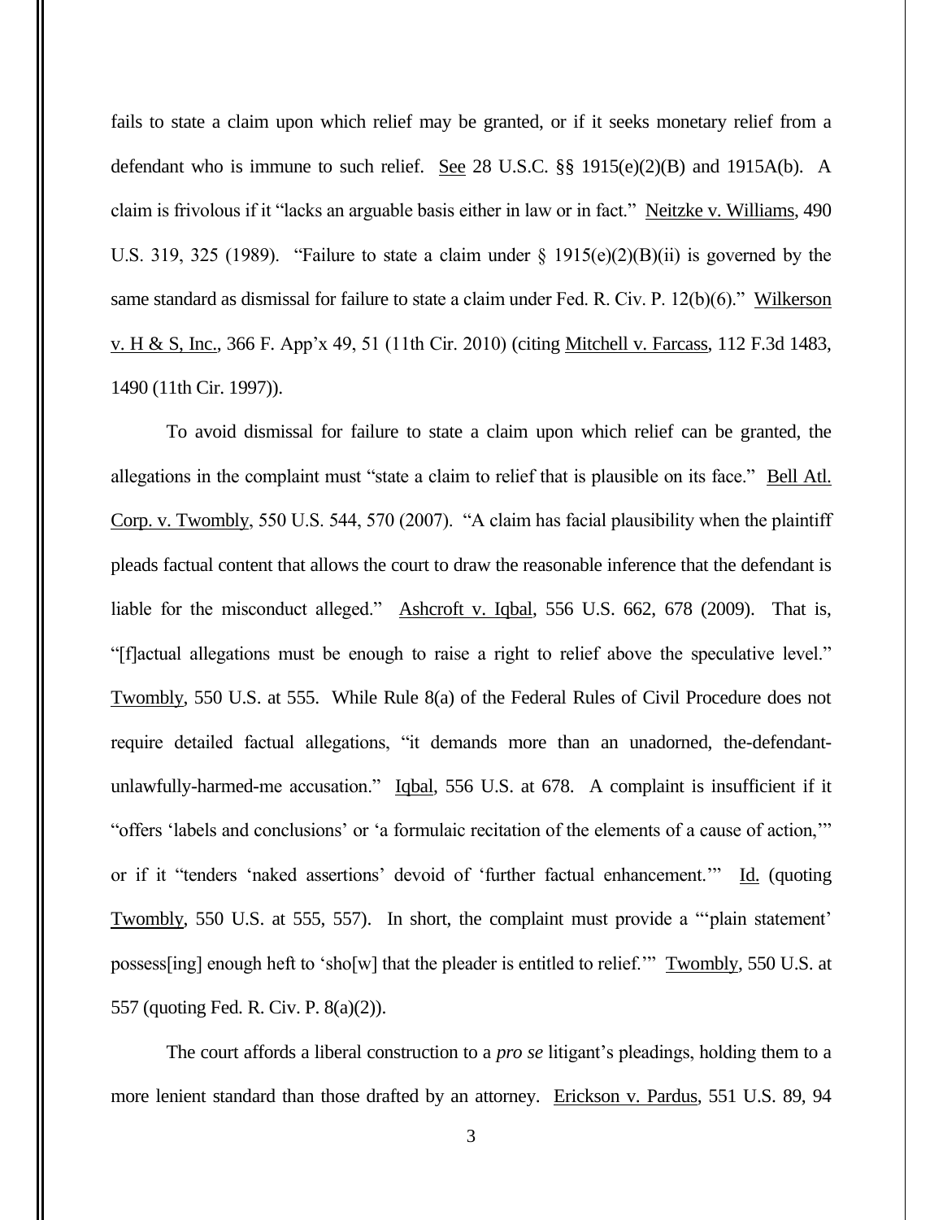fails to state a claim upon which relief may be granted, or if it seeks monetary relief from a defendant who is immune to such relief. See 28 U.S.C. §§ 1915(e)(2)(B) and 1915A(b). A claim is frivolous if it "lacks an arguable basis either in law or in fact." Neitzke v. Williams, 490 U.S. 319, 325 (1989). "Failure to state a claim under § 1915(e)(2)(B)(ii) is governed by the same standard as dismissal for failure to state a claim under Fed. R. Civ. P. 12(b)(6)." Wilkerson v. H & S, Inc., 366 F. App'x 49, 51 (11th Cir. 2010) (citing Mitchell v. Farcass, 112 F.3d 1483, 1490 (11th Cir. 1997)).

To avoid dismissal for failure to state a claim upon which relief can be granted, the allegations in the complaint must "state a claim to relief that is plausible on its face." Bell Atl. Corp. v. Twombly, 550 U.S. 544, 570 (2007). "A claim has facial plausibility when the plaintiff pleads factual content that allows the court to draw the reasonable inference that the defendant is liable for the misconduct alleged." Ashcroft v. Iqbal, 556 U.S. 662, 678 (2009). That is, "[f]actual allegations must be enough to raise a right to relief above the speculative level." Twombly, 550 U.S. at 555. While Rule 8(a) of the Federal Rules of Civil Procedure does not require detailed factual allegations, "it demands more than an unadorned, the-defendant-unlawfully-harmed-me accusation." Iqbal, 556 U.S. at 678. A complaint is insufficient if it "offers 'labels and conclusions' or 'a formulaic recitation of the elements of a cause of action,'" or if it "tenders 'naked assertions' devoid of 'further factual enhancement.'" Id. (quoting Twombly, 550 U.S. at 555, 557). In short, the complaint must provide a "'plain statement' possess[ing] enough heft to 'sho[w] that the pleader is entitled to relief.'" Twombly, 550 U.S. at 557 (quoting Fed. R. Civ. P. 8(a)(2)).

The court affords a liberal construction to a *pro se* litigant's pleadings, holding them to a more lenient standard than those drafted by an attorney. Erickson v. Pardus, 551 U.S. 89, 94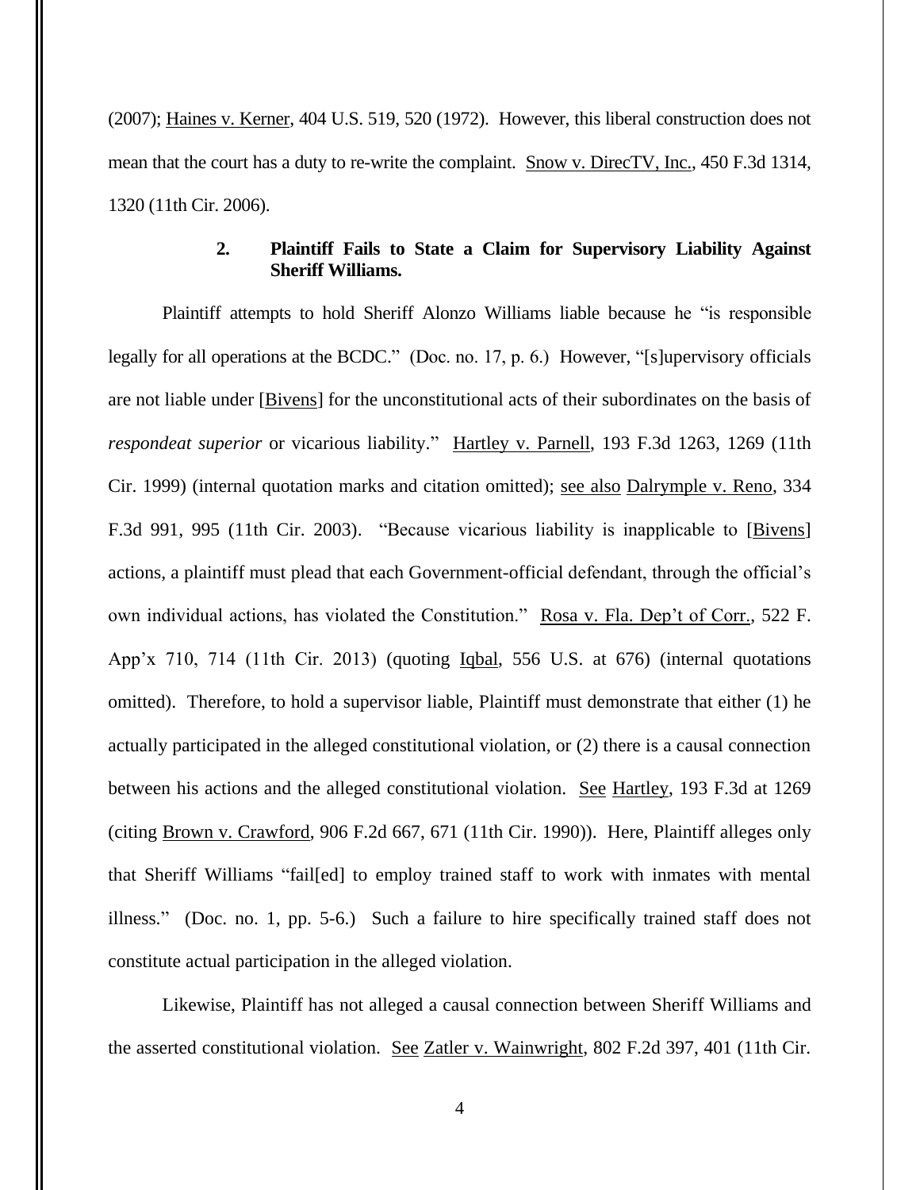(2007); Haines v. Kerner, 404 U.S. 519, 520 (1972). However, this liberal construction does not mean that the court has a duty to re-write the complaint. Snow v. DirecTV, Inc., 450 F.3d 1314, 1320 (11th Cir. 2006).

### 2. Plaintiff Fails to State a Claim for Supervisory Liability Against Sheriff Williams.

Plaintiff attempts to hold Sheriff Alonzo Williams liable because he "is responsible legally for all operations at the BCDC." (Doc. no. 17, p. 6.) However, "[s]upervisory officials are not liable under [Bivens] for the unconstitutional acts of their subordinates on the basis of *respondeat superior* or vicarious liability." Hartley v. Parnell, 193 F.3d 1263, 1269 (11th Cir. 1999) (internal quotation marks and citation omitted); see also Dalrymple v. Reno, 334 F.3d 991, 995 (11th Cir. 2003). "Because vicarious liability is inapplicable to [Bivens] actions, a plaintiff must plead that each Government-official defendant, through the official's own individual actions, has violated the Constitution." Rosa v. Fla. Dep't of Corr., 522 F. App'x 710, 714 (11th Cir. 2013) (quoting Iqbal, 556 U.S. at 676) (internal quotations omitted). Therefore, to hold a supervisor liable, Plaintiff must demonstrate that either (1) he actually participated in the alleged constitutional violation, or (2) there is a causal connection between his actions and the alleged constitutional violation. See Hartley, 193 F.3d at 1269 (citing Brown v. Crawford, 906 F.2d 667, 671 (11th Cir. 1990)). Here, Plaintiff alleges only that Sheriff Williams "fail[ed] to employ trained staff to work with inmates with mental illness." (Doc. no. 1, pp. 5-6.) Such a failure to hire specifically trained staff does not constitute actual participation in the alleged violation.

Likewise, Plaintiff has not alleged a causal connection between Sheriff Williams and the asserted constitutional violation. See Zatler v. Wainwright, 802 F.2d 397, 401 (11th Cir.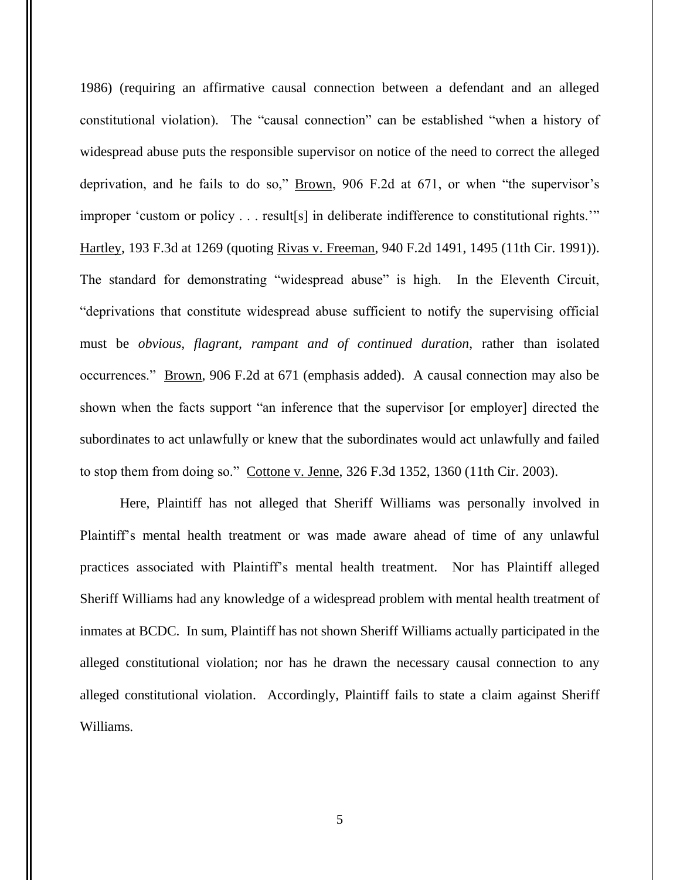1986) (requiring an affirmative causal connection between a defendant and an alleged constitutional violation). The "causal connection" can be established "when a history of widespread abuse puts the responsible supervisor on notice of the need to correct the alleged deprivation, and he fails to do so," Brown, 906 F.2d at 671, or when "the supervisor's improper 'custom or policy . . . result[s] in deliberate indifference to constitutional rights.'" Hartley, 193 F.3d at 1269 (quoting Rivas v. Freeman, 940 F.2d 1491, 1495 (11th Cir. 1991)). The standard for demonstrating "widespread abuse" is high. In the Eleventh Circuit, "deprivations that constitute widespread abuse sufficient to notify the supervising official must be *obvious, flagrant, rampant and of continued duration*, rather than isolated occurrences." Brown, 906 F.2d at 671 (emphasis added). A causal connection may also be shown when the facts support "an inference that the supervisor [or employer] directed the subordinates to act unlawfully or knew that the subordinates would act unlawfully and failed to stop them from doing so." Cottone v. Jenne, 326 F.3d 1352, 1360 (11th Cir. 2003).

Here, Plaintiff has not alleged that Sheriff Williams was personally involved in Plaintiff's mental health treatment or was made aware ahead of time of any unlawful practices associated with Plaintiff's mental health treatment. Nor has Plaintiff alleged Sheriff Williams had any knowledge of a widespread problem with mental health treatment of inmates at BCDC. In sum, Plaintiff has not shown Sheriff Williams actually participated in the alleged constitutional violation; nor has he drawn the necessary causal connection to any alleged constitutional violation. Accordingly, Plaintiff fails to state a claim against Sheriff Williams.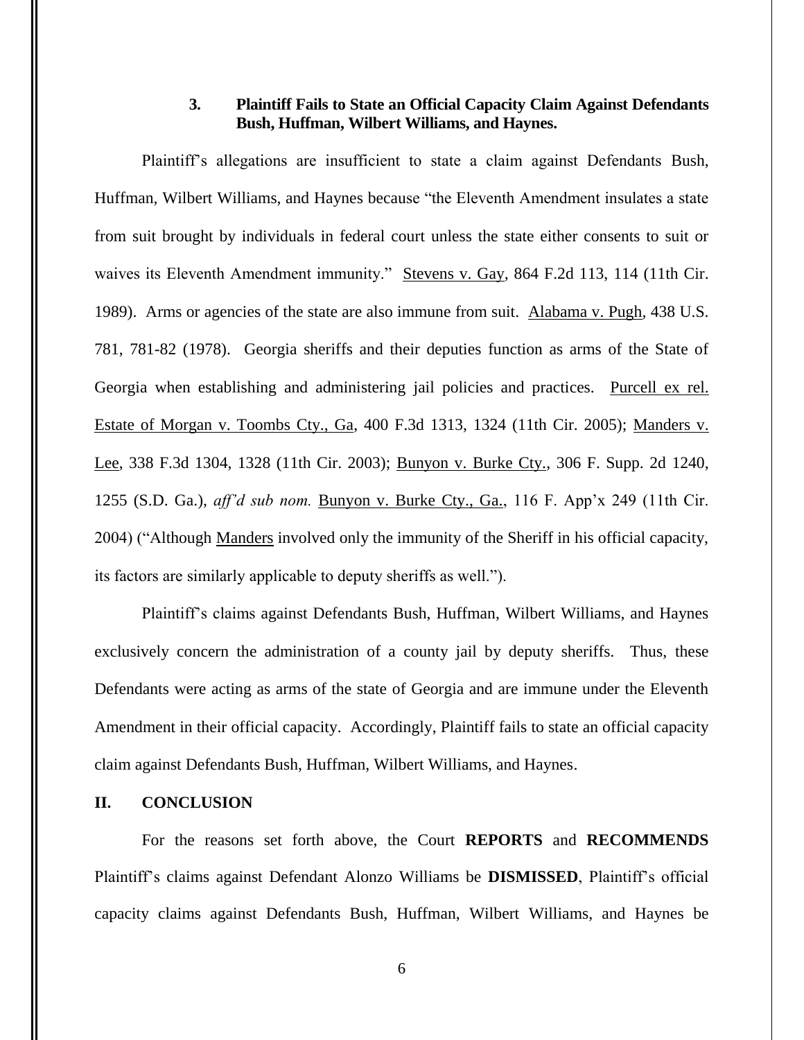### 3. Plaintiff Fails to State an Official Capacity Claim Against Defendants Bush, Huffman, Wilbert Williams, and Haynes.

Plaintiff's allegations are insufficient to state a claim against Defendants Bush, Huffman, Wilbert Williams, and Haynes because "the Eleventh Amendment insulates a state from suit brought by individuals in federal court unless the state either consents to suit or waives its Eleventh Amendment immunity." Stevens v. Gay, 864 F.2d 113, 114 (11th Cir. 1989). Arms or agencies of the state are also immune from suit. Alabama v. Pugh, 438 U.S. 781, 781-82 (1978). Georgia sheriffs and their deputies function as arms of the State of Georgia when establishing and administering jail policies and practices. Purcell ex rel. Estate of Morgan v. Toombs Cty., Ga, 400 F.3d 1313, 1324 (11th Cir. 2005); Manders v. Lee, 338 F.3d 1304, 1328 (11th Cir. 2003); Bunyon v. Burke Cty., 306 F. Supp. 2d 1240, 1255 (S.D. Ga.), *aff'd sub nom.* Bunyon v. Burke Cty., Ga., 116 F. App'x 249 (11th Cir. 2004) ("Although Manders involved only the immunity of the Sheriff in his official capacity, its factors are similarly applicable to deputy sheriffs as well.").

Plaintiff's claims against Defendants Bush, Huffman, Wilbert Williams, and Haynes exclusively concern the administration of a county jail by deputy sheriffs. Thus, these Defendants were acting as arms of the state of Georgia and are immune under the Eleventh Amendment in their official capacity. Accordingly, Plaintiff fails to state an official capacity claim against Defendants Bush, Huffman, Wilbert Williams, and Haynes.

## II. CONCLUSION

For the reasons set forth above, the Court **REPORTS** and **RECOMMENDS** Plaintiff's claims against Defendant Alonzo Williams be **DISMISSED**, Plaintiff's official capacity claims against Defendants Bush, Huffman, Wilbert Williams, and Haynes be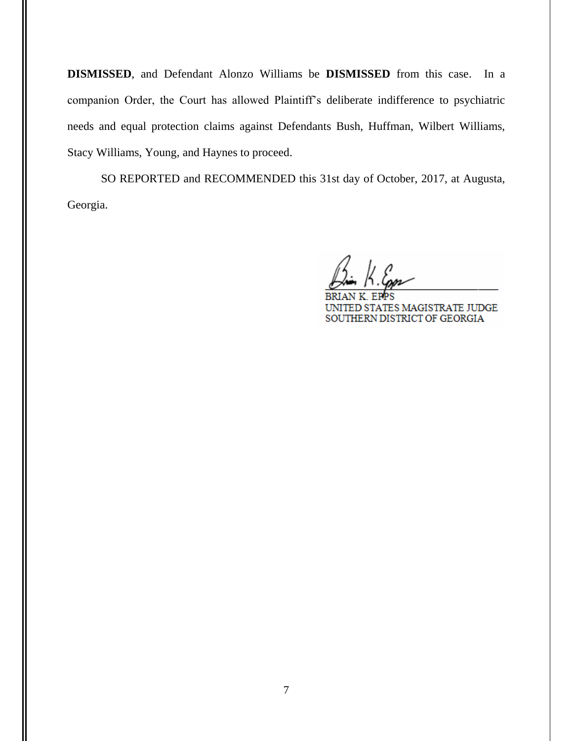**DISMISSED**, and Defendant Alonzo Williams be **DISMISSED** from this case. In a companion Order, the Court has allowed Plaintiff's deliberate indifference to psychiatric needs and equal protection claims against Defendants Bush, Huffman, Wilbert Williams, Stacy Williams, Young, and Haynes to proceed.

SO REPORTED and RECOMMENDED this 31st day of October, 2017, at Augusta, Georgia.

BRIAN K. EPPS
UNITED STATES MAGISTRATE JUDGE
SOUTHERN DISTRICT OF GEORGIA